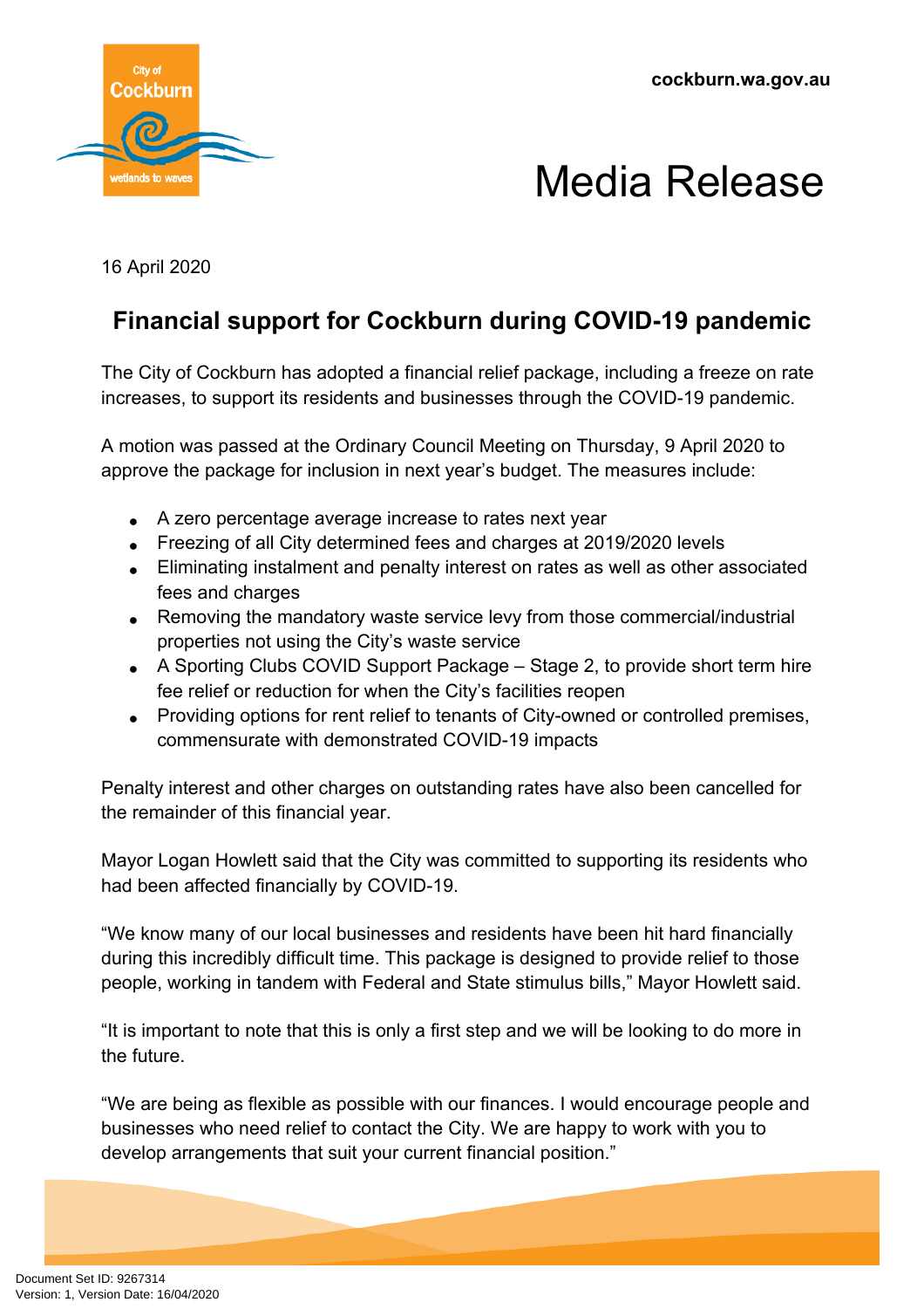cockburn.wa.gov.au

# Media Release

16 April 2020

## Financial support for Cockburn during COVID-19 pandemic

The City of Cockburn has adopted a financial relief package, including a freeze on rate increases, to support its residents and businesses through the COVID-19 pandemic.

A motion was passed at the Ordinary Council Meeting on Thursday, 9 April 2020 to approve the package for inclusion in next year's budget. The measures include:

- A zero percentage average increase to rates next year
- Freezing of all City determined fees and charges at 2019/2020 levels
- Eliminating instalment and penalty interest on rates as well as other associated fees and charges
- Removing the mandatory waste service levy from those commercial/industrial properties not using the City's waste service
- A Sporting Clubs COVID Support Package – Stage 2, to provide short term hire fee relief or reduction for when the City's facilities reopen
- Providing options for rent relief to tenants of City-owned or controlled premises, commensurate with demonstrated COVID-19 impacts

Penalty interest and other charges on outstanding rates have also been cancelled for the remainder of this financial year.

Mayor Logan Howlett said that the City was committed to supporting its residents who had been affected financially by COVID-19.

"We know many of our local businesses and residents have been hit hard financially during this incredibly difficult time. This package is designed to provide relief to those people, working in tandem with Federal and State stimulus bills," Mayor Howlett said.

"It is important to note that this is only a first step and we will be looking to do more in the future.

"We are being as flexible as possible with our finances. I would encourage people and businesses who need relief to contact the City. We are happy to work with you to develop arrangements that suit your current financial position."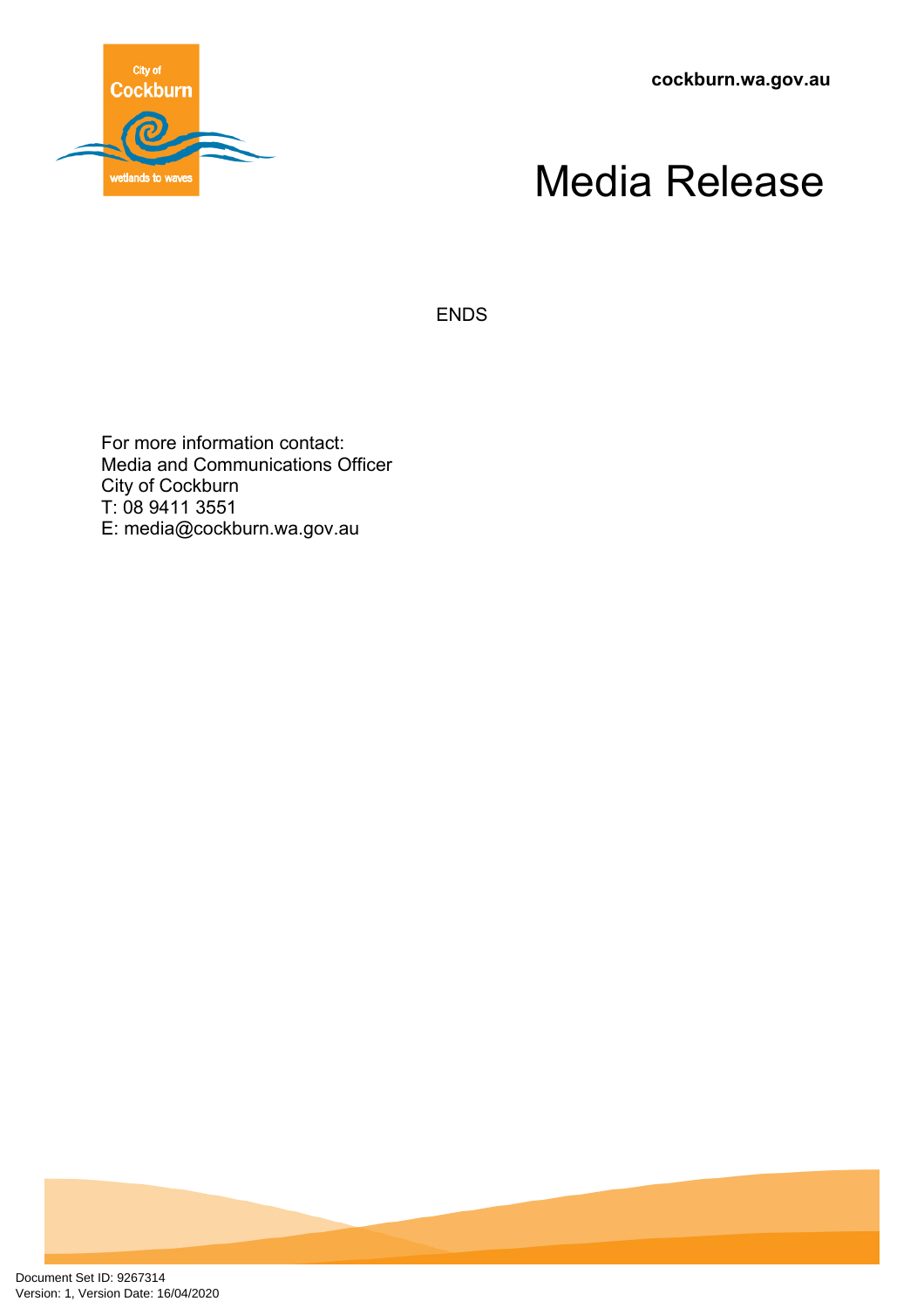ENDS

For more information contact:
Media and Communications Officer
City of Cockburn
T: 08 9411 3551
E: media@cockburn.wa.gov.au